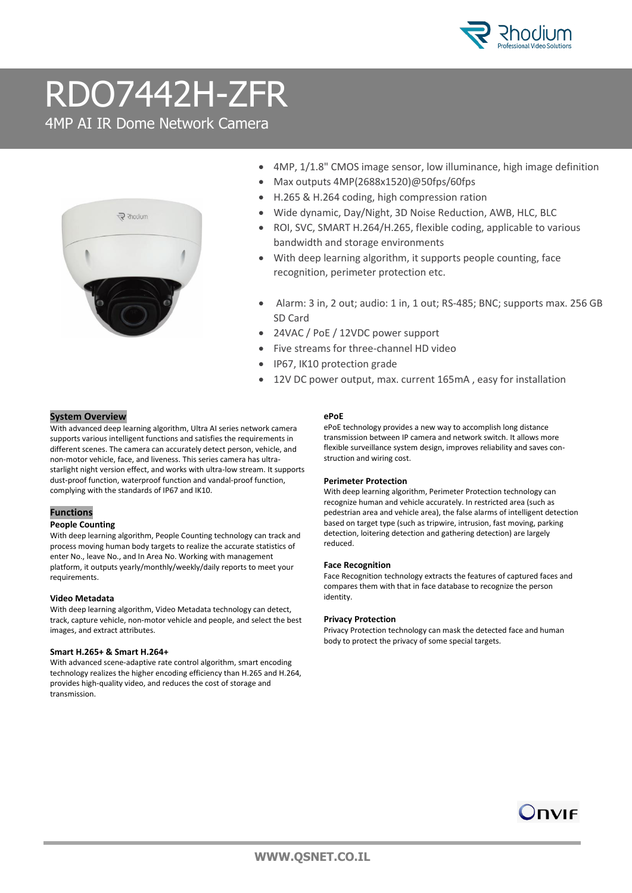# RDO7442H-ZFR

## 4MP AI IR Dome Network Camera

- 4MP, 1/1.8" CMOS image sensor, low illuminance, high image definition
- Max outputs 4MP(2688x1520)@50fps/60fps
- H.265 & H.264 coding, high compression ration
- Wide dynamic, Day/Night, 3D Noise Reduction, AWB, HLC, BLC
- ROI, SVC, SMART H.264/H.265, flexible coding, applicable to various bandwidth and storage environments
- With deep learning algorithm, it supports people counting, face recognition, perimeter protection etc.
- Alarm: 3 in, 2 out; audio: 1 in, 1 out; RS-485; BNC; supports max. 256 GB SD Card
- 24VAC / PoE / 12VDC power support
- Five streams for three-channel HD video
- IP67, IK10 protection grade
- 12V DC power output, max. current 165mA , easy for installation

## System Overview

With advanced deep learning algorithm, Ultra AI series network camera supports various intelligent functions and satisfies the requirements in different scenes. The camera can accurately detect person, vehicle, and non-motor vehicle, face, and liveness. This series camera has ultra-starlight night version effect, and works with ultra-low stream. It supports dust-proof function, waterproof function and vandal-proof function, complying with the standards of IP67 and IK10.

## Functions

### People Counting

With deep learning algorithm, People Counting technology can track and process moving human body targets to realize the accurate statistics of enter No., leave No., and In Area No. Working with management platform, it outputs yearly/monthly/weekly/daily reports to meet your requirements.

### Video Metadata

With deep learning algorithm, Video Metadata technology can detect, track, capture vehicle, non-motor vehicle and people, and select the best images, and extract attributes.

### Smart H.265+ & Smart H.264+

With advanced scene-adaptive rate control algorithm, smart encoding technology realizes the higher encoding efficiency than H.265 and H.264, provides high-quality video, and reduces the cost of storage and transmission.

### ePoE

ePoE technology provides a new way to accomplish long distance transmission between IP camera and network switch. It allows more flexible surveillance system design, improves reliability and saves con-struction and wiring cost.

### Perimeter Protection

With deep learning algorithm, Perimeter Protection technology can recognize human and vehicle accurately. In restricted area (such as pedestrian area and vehicle area), the false alarms of intelligent detection based on target type (such as tripwire, intrusion, fast moving, parking detection, loitering detection and gathering detection) are largely reduced.

### Face Recognition

Face Recognition technology extracts the features of captured faces and compares them with that in face database to recognize the person identity.

### Privacy Protection

Privacy Protection technology can mask the detected face and human body to protect the privacy of some special targets.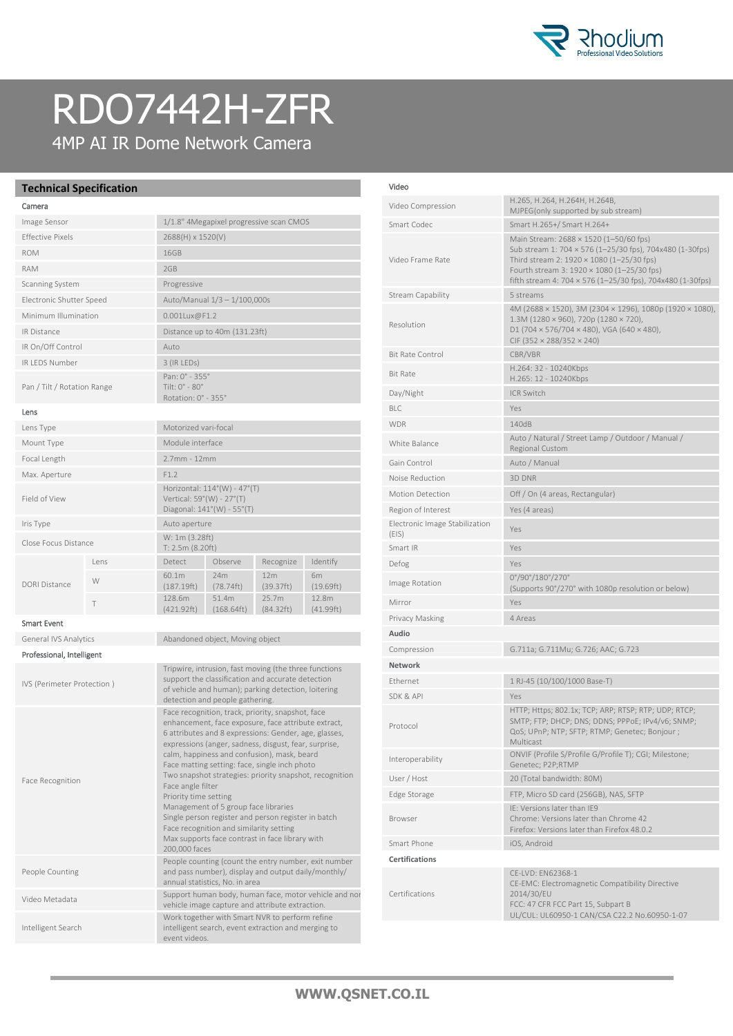# RDO7442H-ZFR

## 4MP AI IR Dome Network Camera

## Technical Specification

### Camera

| | |
|---|---|
| Image Sensor | 1/1.8" 4Megapixel progressive scan CMOS |
| Effective Pixels | 2688(H) x 1520(V) |
| ROM | 16GB |
| RAM | 2GB |
| Scanning System | Progressive |
| Electronic Shutter Speed | Auto/Manual 1/3 – 1/100,000s |
| Minimum Illumination | 0.001Lux@F1.2 |
| IR Distance | Distance up to 40m (131.23ft) |
| IR On/Off Control | Auto |
| IR LEDS Number | 3 (IR LEDs) |
| Pan / Tilt / Rotation Range | Pan: 0° - 355°<br>Tilt: 0° - 80°<br>Rotation: 0° - 355° |

### Lens

| | |
|---|---|
| Lens Type | Motorized vari-focal |
| Mount Type | Module interface |
| Focal Length | 2.7mm - 12mm |
| Max. Aperture | F1.2 |
| Field of View | Horizontal: 114°(W) - 47°(T)<br>Vertical: 59°(W) - 27°(T)<br>Diagonal: 141°(W) - 55°(T) |
| Iris Type | Auto aperture |
| Close Focus Distance | W: 1m (3.28ft)<br>T: 2.5m (8.20ft) |

| DORI Distance | Lens | Detect | Observe | Recognize | Identify |
|---|---|---|---|---|---|
| | W | 60.1m (187.19ft) | 24m (78.74ft) | 12m (39.37ft) | 6m (19.69ft) |
| | T | 128.6m (421.92ft) | 51.4m (168.64ft) | 25.7m (84.32ft) | 12.8m (41.99ft) |

### Smart Event

| | |
|---|---|
| General IVS Analytics | Abandoned object, Moving object |

### Professional, Intelligent

| | |
|---|---|
| IVS (Perimeter Protection ) | Tripwire, intrusion, fast moving (the three functions support the classification and accurate detection of vehicle and human); parking detection, loitering detection and people gathering. |
| Face Recognition | Face recognition, track, priority, snapshot, face enhancement, face exposure, face attribute extract, 6 attributes and 8 expressions: Gender, age, glasses, expressions (anger, sadness, disgust, fear, surprise, calm, happiness and confusion), mask, beard<br>Face matting setting: face, single inch photo<br>Two snapshot strategies: priority snapshot, recognition<br>Face angle filter<br>Priority time setting<br>Management of 5 group face libraries<br>Single person register and person register in batch<br>Face recognition and similarity setting<br>Max supports face contrast in face library with 200,000 faces |
| People Counting | People counting (count the entry number, exit number and pass number), display and output daily/monthly/annual statistics, No. in area |
| Video Metadata | Support human body, human face, motor vehicle and non vehicle image capture and attribute extraction. |
| Intelligent Search | Work together with Smart NVR to perform refine intelligent search, event extraction and merging to event videos. |

### Video

| | |
|---|---|
| Video Compression | H.265, H.264, H.264H, H.264B, MJPEG(only supported by sub stream) |
| Smart Codec | Smart H.265+/ Smart H.264+ |
| Video Frame Rate | Main Stream: 2688 × 1520 (1–50/60 fps)<br>Sub stream 1: 704 × 576 (1–25/30 fps), 704x480 (1-30fps)<br>Third stream 2: 1920 × 1080 (1–25/30 fps)<br>Fourth stream 3: 1920 × 1080 (1–25/30 fps)<br>fifth stream 4: 704 × 576 (1–25/30 fps), 704x480 (1-30fps) |
| Stream Capability | 5 streams |
| Resolution | 4M (2688 × 1520), 3M (2304 × 1296), 1080p (1920 × 1080), 1.3M (1280 × 960), 720p (1280 × 720), D1 (704 × 576/704 × 480), VGA (640 × 480), CIF (352 × 288/352 × 240) |
| Bit Rate Control | CBR/VBR |
| Bit Rate | H.264: 32 - 10240Kbps<br>H.265: 12 - 10240Kbps |
| Day/Night | ICR Switch |
| BLC | Yes |
| WDR | 140dB |
| White Balance | Auto / Natural / Street Lamp / Outdoor / Manual / Regional Custom |
| Gain Control | Auto / Manual |
| Noise Reduction | 3D DNR |
| Motion Detection | Off / On (4 areas, Rectangular) |
| Region of Interest | Yes (4 areas) |
| Electronic Image Stabilization (EIS) | Yes |
| Smart IR | Yes |
| Defog | Yes |
| Image Rotation | 0°/90°/180°/270°<br>(Supports 90°/270° with 1080p resolution or below) |
| Mirror | Yes |
| Privacy Masking | 4 Areas |

### Audio

| | |
|---|---|
| Compression | G.711a; G.711Mu; G.726; AAC; G.723 |

### Network

| | |
|---|---|
| Ethernet | 1 RJ-45 (10/100/1000 Base-T) |
| SDK & API | Yes |
| Protocol | HTTP; Https; 802.1x; TCP; ARP; RTSP; RTP; UDP; RTCP; SMTP; FTP; DHCP; DNS; DDNS; PPPoE; IPv4/v6; SNMP; QoS; UPnP; NTP; SFTP; RTMP; Genetec; Bonjour ; Multicast |
| Interoperability | ONVIF (Profile S/Profile G/Profile T); CGI; Milestone; Genetec; P2P;RTMP |
| User / Host | 20 (Total bandwidth: 80M) |
| Edge Storage | FTP, Micro SD card (256GB), NAS, SFTP |
| Browser | IE: Versions later than IE9<br>Chrome: Versions later than Chrome 42<br>Firefox: Versions later than Firefox 48.0.2 |
| Smart Phone | iOS, Android |

### Certifications

| | |
|---|---|
| Certifications | CE-LVD: EN62368-1<br>CE-EMC: Electromagnetic Compatibility Directive 2014/30/EU<br>FCC: 47 CFR FCC Part 15, Subpart B<br>UL/CUL: UL60950-1 CAN/CSA C22.2 No.60950-1-07 |

**WWW.QSNET.CO.IL**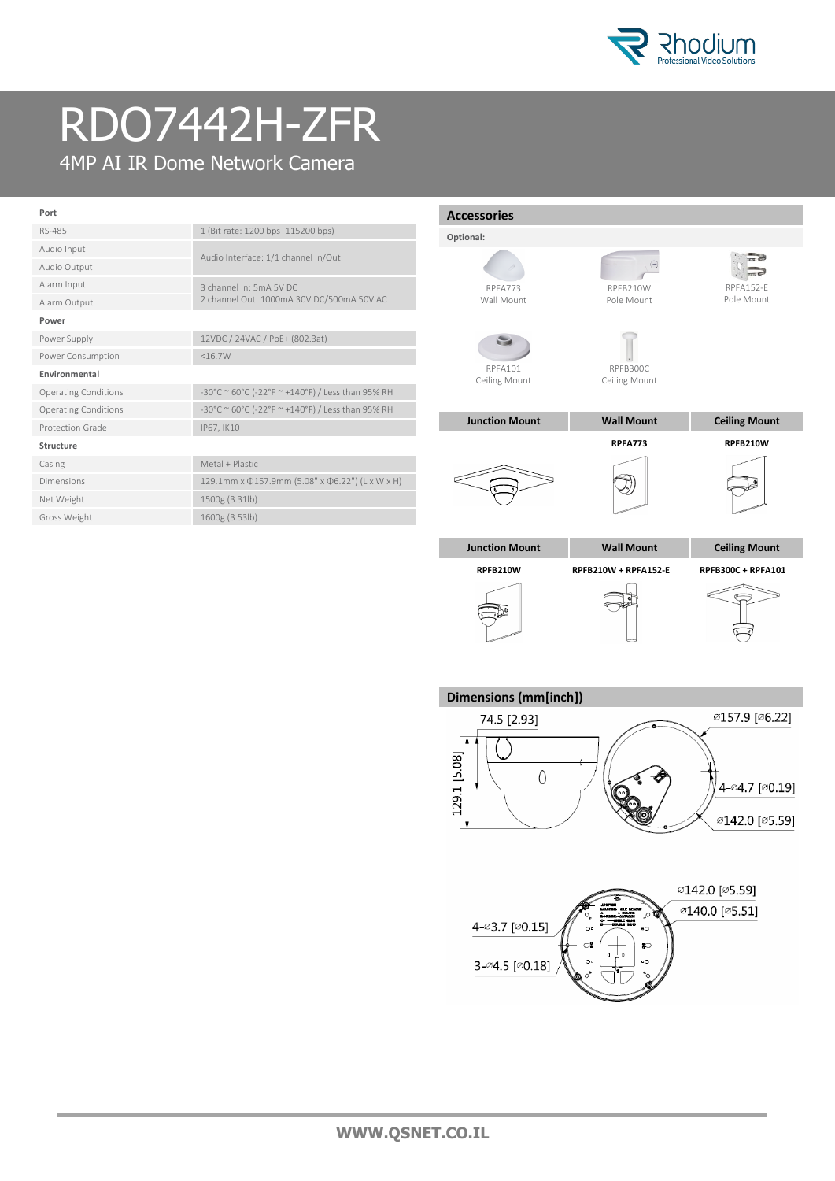# RDO7442H-ZFR

4MP AI IR Dome Network Camera

| | |
|---|---|
| **Port** | |
| RS-485 | 1 (Bit rate: 1200 bps–115200 bps) |
| Audio Input | Audio Interface: 1/1 channel In/Out |
| Audio Output | |
| Alarm Input | 3 channel In: 5mA 5V DC<br>2 channel Out: 1000mA 30V DC/500mA 50V AC |
| Alarm Output | |
| **Power** | |
| Power Supply | 12VDC / 24VAC / PoE+ (802.3at) |
| Power Consumption | <16.7W |
| **Environmental** | |
| Operating Conditions | -30°C ~ 60°C (-22°F ~ +140°F) / Less than 95% RH |
| Operating Conditions | -30°C ~ 60°C (-22°F ~ +140°F) / Less than 95% RH |
| Protection Grade | IP67, IK10 |
| **Structure** | |
| Casing | Metal + Plastic |
| Dimensions | 129.1mm x Φ157.9mm (5.08" x Φ6.22") (L x W x H) |
| Net Weight | 1500g (3.31lb) |
| Gross Weight | 1600g (3.53lb) |

## Accessories

**Optional:**

RPFA773
Wall Mount

RPFB210W
Pole Mount

RPFA152-E
Pole Mount

RPFA101
Ceiling Mount

RPFB300C
Ceiling Mount

| Junction Mount | Wall Mount | Ceiling Mount |
|---|---|---|
| | RPFA773 | RPFB210W |

| Junction Mount | Wall Mount | Ceiling Mount |
|---|---|---|
| RPFB210W | RPFB210W + RPFA152-E | RPFB300C + RPFA101 |

## Dimensions (mm[inch])

74.5 [2.93]

129.1 [5.08]

⌀157.9 [⌀6.22]

4-⌀4.7 [⌀0.19]

⌀142.0 [⌀5.59]

⌀142.0 [⌀5.59]

⌀140.0 [⌀5.51]

4-⌀3.7 [⌀0.15]

3-⌀4.5 [⌀0.18]

WWW.QSNET.CO.IL